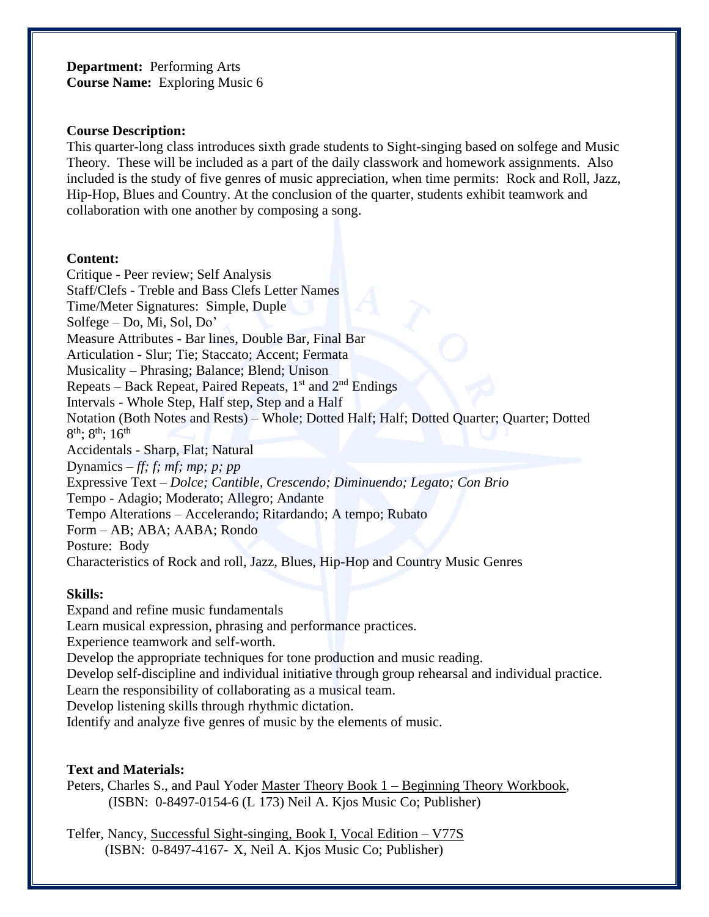**Department:** Performing Arts
**Course Name:** Exploring Music 6

**Course Description:**
This quarter-long class introduces sixth grade students to Sight-singing based on solfege and Music Theory. These will be included as a part of the daily classwork and homework assignments. Also included is the study of five genres of music appreciation, when time permits: Rock and Roll, Jazz, Hip-Hop, Blues and Country. At the conclusion of the quarter, students exhibit teamwork and collaboration with one another by composing a song.

**Content:**
Critique - Peer review; Self Analysis
Staff/Clefs - Treble and Bass Clefs Letter Names
Time/Meter Signatures: Simple, Duple
Solfege – Do, Mi, Sol, Do'
Measure Attributes - Bar lines, Double Bar, Final Bar
Articulation - Slur; Tie; Staccato; Accent; Fermata
Musicality – Phrasing; Balance; Blend; Unison
Repeats – Back Repeat, Paired Repeats, 1st and 2nd Endings
Intervals - Whole Step, Half step, Step and a Half
Notation (Both Notes and Rests) – Whole; Dotted Half; Half; Dotted Quarter; Quarter; Dotted 8th; 8th; 16th
Accidentals - Sharp, Flat; Natural
Dynamics – *ff; f; mf; mp; p; pp*
Expressive Text – *Dolce; Cantible, Crescendo; Diminuendo; Legato; Con Brio*
Tempo - Adagio; Moderato; Allegro; Andante
Tempo Alterations – Accelerando; Ritardando; A tempo; Rubato
Form – AB; ABA; AABA; Rondo
Posture: Body
Characteristics of Rock and roll, Jazz, Blues, Hip-Hop and Country Music Genres

**Skills:**
Expand and refine music fundamentals
Learn musical expression, phrasing and performance practices.
Experience teamwork and self-worth.
Develop the appropriate techniques for tone production and music reading.
Develop self-discipline and individual initiative through group rehearsal and individual practice.
Learn the responsibility of collaborating as a musical team.
Develop listening skills through rhythmic dictation.
Identify and analyze five genres of music by the elements of music.

**Text and Materials:**
Peters, Charles S., and Paul Yoder Master Theory Book 1 – Beginning Theory Workbook, (ISBN: 0-8497-0154-6 (L 173) Neil A. Kjos Music Co; Publisher)

Telfer, Nancy, Successful Sight-singing, Book I, Vocal Edition – V77S (ISBN: 0-8497-4167- X, Neil A. Kjos Music Co; Publisher)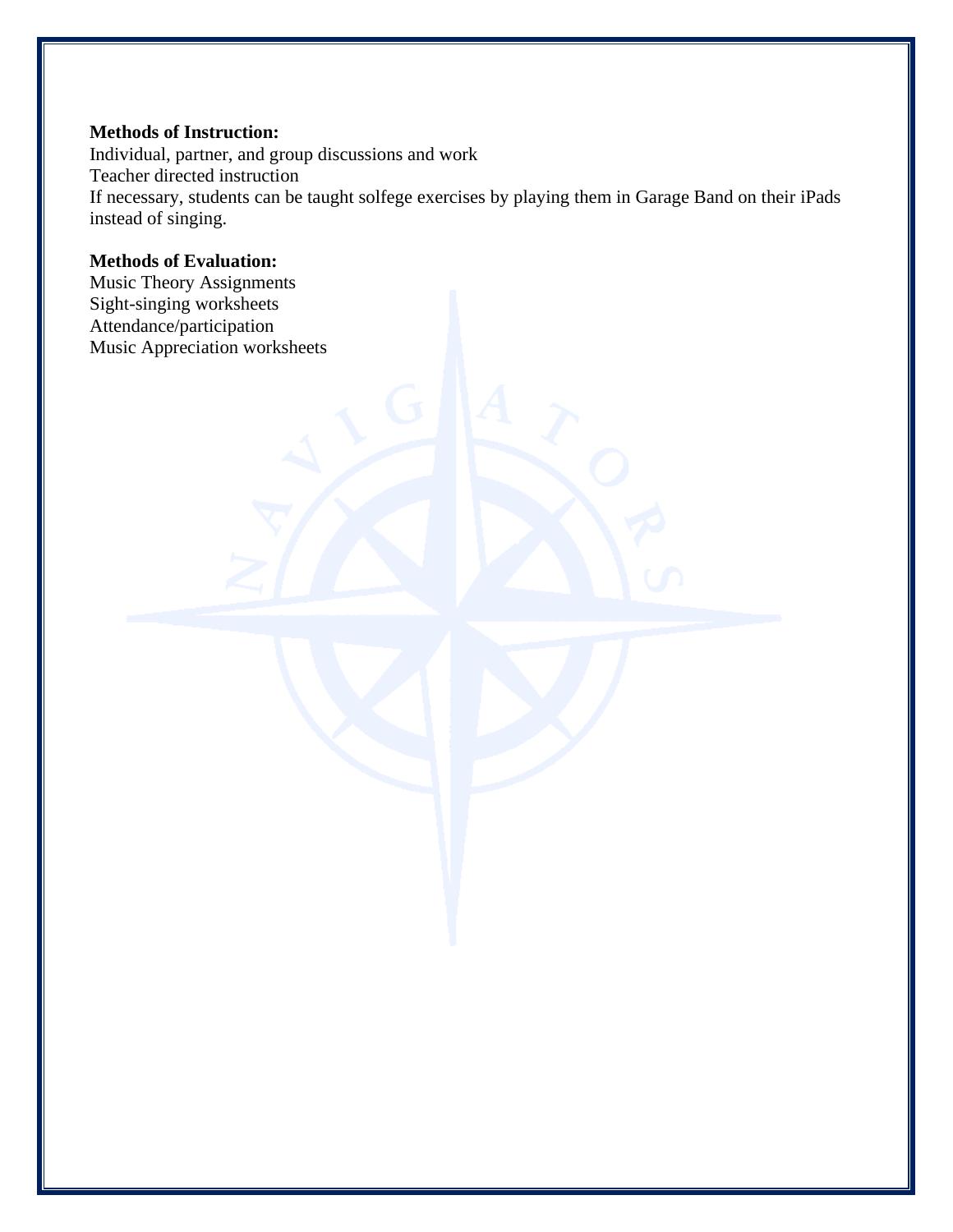**Methods of Instruction:**

Individual, partner, and group discussions and work
Teacher directed instruction
If necessary, students can be taught solfege exercises by playing them in Garage Band on their iPads instead of singing.

**Methods of Evaluation:**

Music Theory Assignments
Sight-singing worksheets
Attendance/participation
Music Appreciation worksheets